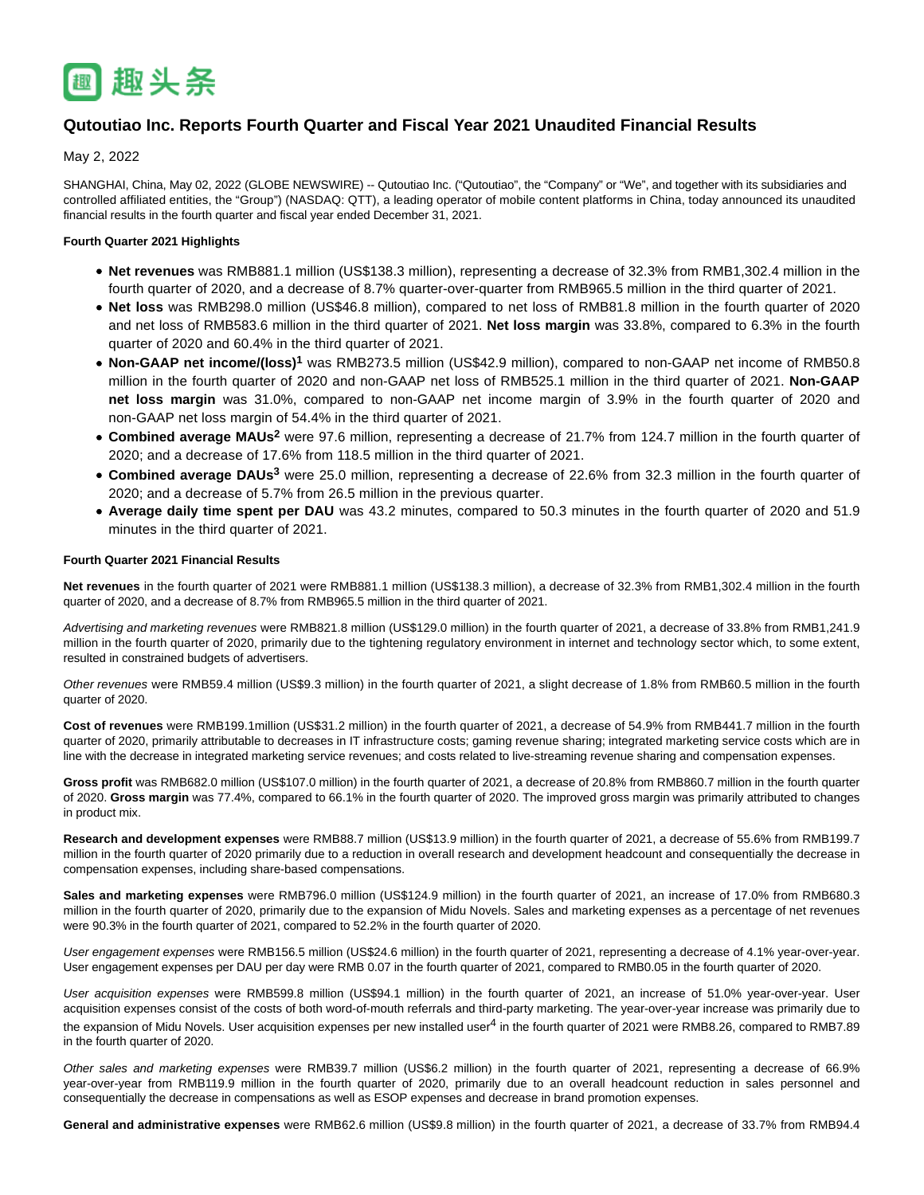趣头条

# Qutoutiao Inc. Reports Fourth Quarter and Fiscal Year 2021 Unaudited Financial Results

May 2, 2022

SHANGHAI, China, May 02, 2022 (GLOBE NEWSWIRE) -- Qutoutiao Inc. ("Qutoutiao", the "Company" or "We", and together with its subsidiaries and controlled affiliated entities, the "Group") (NASDAQ: QTT), a leading operator of mobile content platforms in China, today announced its unaudited financial results in the fourth quarter and fiscal year ended December 31, 2021.

**Fourth Quarter 2021 Highlights**

- **Net revenues** was RMB881.1 million (US$138.3 million), representing a decrease of 32.3% from RMB1,302.4 million in the fourth quarter of 2020, and a decrease of 8.7% quarter-over-quarter from RMB965.5 million in the third quarter of 2021.
- **Net loss** was RMB298.0 million (US$46.8 million), compared to net loss of RMB81.8 million in the fourth quarter of 2020 and net loss of RMB583.6 million in the third quarter of 2021. **Net loss margin** was 33.8%, compared to 6.3% in the fourth quarter of 2020 and 60.4% in the third quarter of 2021.
- **Non-GAAP net income/(loss)[1]** was RMB273.5 million (US$42.9 million), compared to non-GAAP net income of RMB50.8 million in the fourth quarter of 2020 and non-GAAP net loss of RMB525.1 million in the third quarter of 2021. **Non-GAAP net loss margin** was 31.0%, compared to non-GAAP net income margin of 3.9% in the fourth quarter of 2020 and non-GAAP net loss margin of 54.4% in the third quarter of 2021.
- **Combined average MAUs[2]** were 97.6 million, representing a decrease of 21.7% from 124.7 million in the fourth quarter of 2020; and a decrease of 17.6% from 118.5 million in the third quarter of 2021.
- **Combined average DAUs[3]** were 25.0 million, representing a decrease of 22.6% from 32.3 million in the fourth quarter of 2020; and a decrease of 5.7% from 26.5 million in the previous quarter.
- **Average daily time spent per DAU** was 43.2 minutes, compared to 50.3 minutes in the fourth quarter of 2020 and 51.9 minutes in the third quarter of 2021.

**Fourth Quarter 2021 Financial Results**

**Net revenues** in the fourth quarter of 2021 were RMB881.1 million (US$138.3 million), a decrease of 32.3% from RMB1,302.4 million in the fourth quarter of 2020, and a decrease of 8.7% from RMB965.5 million in the third quarter of 2021.

*Advertising and marketing revenues* were RMB821.8 million (US$129.0 million) in the fourth quarter of 2021, a decrease of 33.8% from RMB1,241.9 million in the fourth quarter of 2020, primarily due to the tightening regulatory environment in internet and technology sector which, to some extent, resulted in constrained budgets of advertisers.

*Other revenues* were RMB59.4 million (US$9.3 million) in the fourth quarter of 2021, a slight decrease of 1.8% from RMB60.5 million in the fourth quarter of 2020.

**Cost of revenues** were RMB199.1million (US$31.2 million) in the fourth quarter of 2021, a decrease of 54.9% from RMB441.7 million in the fourth quarter of 2020, primarily attributable to decreases in IT infrastructure costs; gaming revenue sharing; integrated marketing service costs which are in line with the decrease in integrated marketing service revenues; and costs related to live-streaming revenue sharing and compensation expenses.

**Gross profit** was RMB682.0 million (US$107.0 million) in the fourth quarter of 2021, a decrease of 20.8% from RMB860.7 million in the fourth quarter of 2020. **Gross margin** was 77.4%, compared to 66.1% in the fourth quarter of 2020. The improved gross margin was primarily attributed to changes in product mix.

**Research and development expenses** were RMB88.7 million (US$13.9 million) in the fourth quarter of 2021, a decrease of 55.6% from RMB199.7 million in the fourth quarter of 2020 primarily due to a reduction in overall research and development headcount and consequentially the decrease in compensation expenses, including share-based compensations.

**Sales and marketing expenses** were RMB796.0 million (US$124.9 million) in the fourth quarter of 2021, an increase of 17.0% from RMB680.3 million in the fourth quarter of 2020, primarily due to the expansion of Midu Novels. Sales and marketing expenses as a percentage of net revenues were 90.3% in the fourth quarter of 2021, compared to 52.2% in the fourth quarter of 2020.

*User engagement expenses* were RMB156.5 million (US$24.6 million) in the fourth quarter of 2021, representing a decrease of 4.1% year-over-year. User engagement expenses per DAU per day were RMB 0.07 in the fourth quarter of 2021, compared to RMB0.05 in the fourth quarter of 2020.

*User acquisition expenses* were RMB599.8 million (US$94.1 million) in the fourth quarter of 2021, an increase of 51.0% year-over-year. User acquisition expenses consist of the costs of both word-of-mouth referrals and third-party marketing. The year-over-year increase was primarily due to the expansion of Midu Novels. User acquisition expenses per new installed user[4] in the fourth quarter of 2021 were RMB8.26, compared to RMB7.89 in the fourth quarter of 2020.

*Other sales and marketing expenses* were RMB39.7 million (US$6.2 million) in the fourth quarter of 2021, representing a decrease of 66.9% year-over-year from RMB119.9 million in the fourth quarter of 2020, primarily due to an overall headcount reduction in sales personnel and consequentially the decrease in compensations as well as ESOP expenses and decrease in brand promotion expenses.

**General and administrative expenses** were RMB62.6 million (US$9.8 million) in the fourth quarter of 2021, a decrease of 33.7% from RMB94.4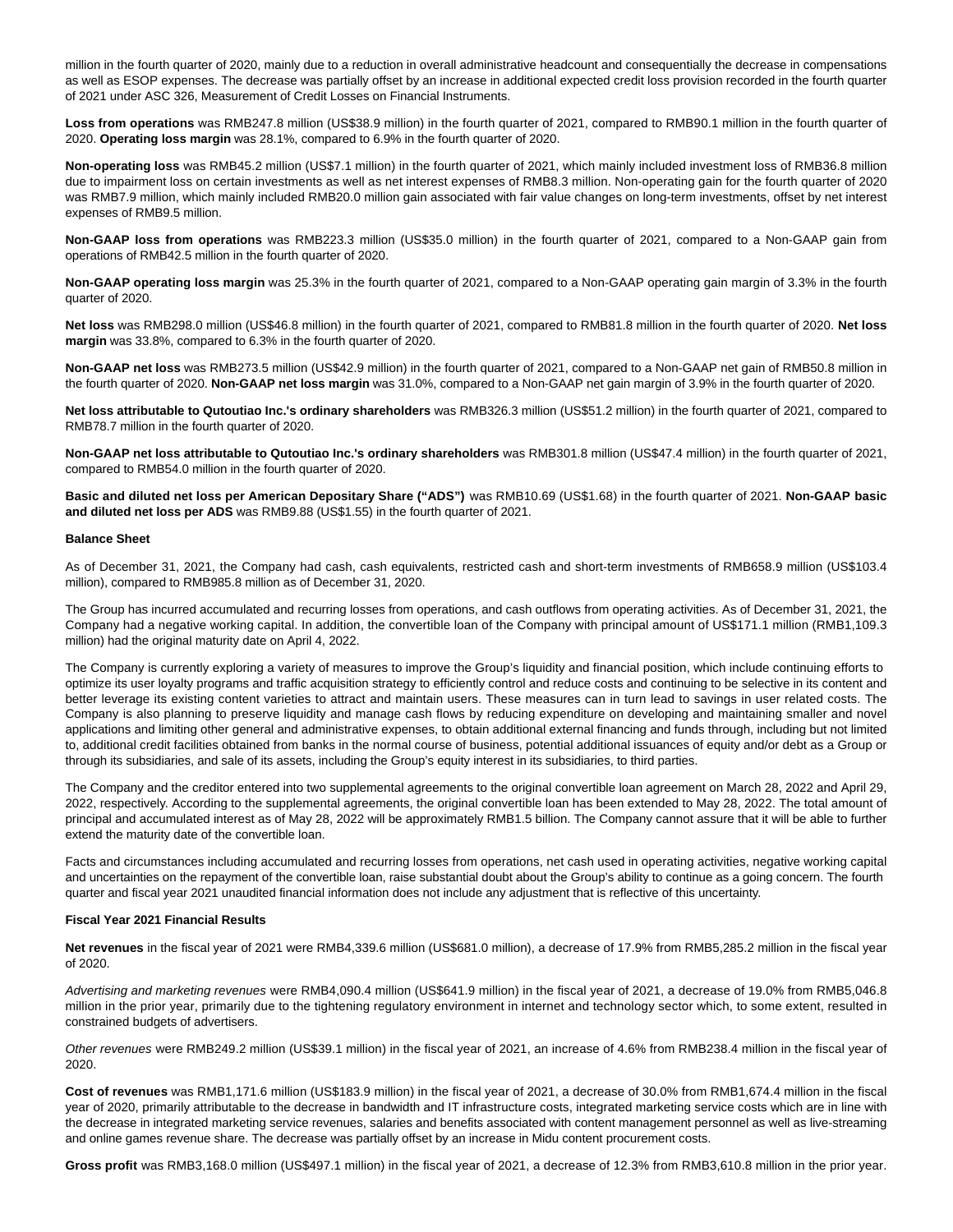million in the fourth quarter of 2020, mainly due to a reduction in overall administrative headcount and consequentially the decrease in compensations as well as ESOP expenses. The decrease was partially offset by an increase in additional expected credit loss provision recorded in the fourth quarter of 2021 under ASC 326, Measurement of Credit Losses on Financial Instruments.

**Loss from operations** was RMB247.8 million (US$38.9 million) in the fourth quarter of 2021, compared to RMB90.1 million in the fourth quarter of 2020. **Operating loss margin** was 28.1%, compared to 6.9% in the fourth quarter of 2020.

**Non-operating loss** was RMB45.2 million (US$7.1 million) in the fourth quarter of 2021, which mainly included investment loss of RMB36.8 million due to impairment loss on certain investments as well as net interest expenses of RMB8.3 million. Non-operating gain for the fourth quarter of 2020 was RMB7.9 million, which mainly included RMB20.0 million gain associated with fair value changes on long-term investments, offset by net interest expenses of RMB9.5 million.

**Non-GAAP loss from operations** was RMB223.3 million (US$35.0 million) in the fourth quarter of 2021, compared to a Non-GAAP gain from operations of RMB42.5 million in the fourth quarter of 2020.

**Non-GAAP operating loss margin** was 25.3% in the fourth quarter of 2021, compared to a Non-GAAP operating gain margin of 3.3% in the fourth quarter of 2020.

**Net loss** was RMB298.0 million (US$46.8 million) in the fourth quarter of 2021, compared to RMB81.8 million in the fourth quarter of 2020. **Net loss margin** was 33.8%, compared to 6.3% in the fourth quarter of 2020.

**Non-GAAP net loss** was RMB273.5 million (US$42.9 million) in the fourth quarter of 2021, compared to a Non-GAAP net gain of RMB50.8 million in the fourth quarter of 2020. **Non-GAAP net loss margin** was 31.0%, compared to a Non-GAAP net gain margin of 3.9% in the fourth quarter of 2020.

**Net loss attributable to Qutoutiao Inc.'s ordinary shareholders** was RMB326.3 million (US$51.2 million) in the fourth quarter of 2021, compared to RMB78.7 million in the fourth quarter of 2020.

**Non-GAAP net loss attributable to Qutoutiao Inc.'s ordinary shareholders** was RMB301.8 million (US$47.4 million) in the fourth quarter of 2021, compared to RMB54.0 million in the fourth quarter of 2020.

**Basic and diluted net loss per American Depositary Share ("ADS")** was RMB10.69 (US$1.68) in the fourth quarter of 2021. **Non-GAAP basic and diluted net loss per ADS** was RMB9.88 (US$1.55) in the fourth quarter of 2021.

**Balance Sheet**

As of December 31, 2021, the Company had cash, cash equivalents, restricted cash and short-term investments of RMB658.9 million (US$103.4 million), compared to RMB985.8 million as of December 31, 2020.

The Group has incurred accumulated and recurring losses from operations, and cash outflows from operating activities. As of December 31, 2021, the Company had a negative working capital. In addition, the convertible loan of the Company with principal amount of US$171.1 million (RMB1,109.3 million) had the original maturity date on April 4, 2022.

The Company is currently exploring a variety of measures to improve the Group's liquidity and financial position, which include continuing efforts to optimize its user loyalty programs and traffic acquisition strategy to efficiently control and reduce costs and continuing to be selective in its content and better leverage its existing content varieties to attract and maintain users. These measures can in turn lead to savings in user related costs. The Company is also planning to preserve liquidity and manage cash flows by reducing expenditure on developing and maintaining smaller and novel applications and limiting other general and administrative expenses, to obtain additional external financing and funds through, including but not limited to, additional credit facilities obtained from banks in the normal course of business, potential additional issuances of equity and/or debt as a Group or through its subsidiaries, and sale of its assets, including the Group's equity interest in its subsidiaries, to third parties.

The Company and the creditor entered into two supplemental agreements to the original convertible loan agreement on March 28, 2022 and April 29, 2022, respectively. According to the supplemental agreements, the original convertible loan has been extended to May 28, 2022. The total amount of principal and accumulated interest as of May 28, 2022 will be approximately RMB1.5 billion. The Company cannot assure that it will be able to further extend the maturity date of the convertible loan.

Facts and circumstances including accumulated and recurring losses from operations, net cash used in operating activities, negative working capital and uncertainties on the repayment of the convertible loan, raise substantial doubt about the Group's ability to continue as a going concern. The fourth quarter and fiscal year 2021 unaudited financial information does not include any adjustment that is reflective of this uncertainty.

**Fiscal Year 2021 Financial Results**

**Net revenues** in the fiscal year of 2021 were RMB4,339.6 million (US$681.0 million), a decrease of 17.9% from RMB5,285.2 million in the fiscal year of 2020.

*Advertising and marketing revenues* were RMB4,090.4 million (US$641.9 million) in the fiscal year of 2021, a decrease of 19.0% from RMB5,046.8 million in the prior year, primarily due to the tightening regulatory environment in internet and technology sector which, to some extent, resulted in constrained budgets of advertisers.

*Other revenues* were RMB249.2 million (US$39.1 million) in the fiscal year of 2021, an increase of 4.6% from RMB238.4 million in the fiscal year of 2020.

**Cost of revenues** was RMB1,171.6 million (US$183.9 million) in the fiscal year of 2021, a decrease of 30.0% from RMB1,674.4 million in the fiscal year of 2020, primarily attributable to the decrease in bandwidth and IT infrastructure costs, integrated marketing service costs which are in line with the decrease in integrated marketing service revenues, salaries and benefits associated with content management personnel as well as live-streaming and online games revenue share. The decrease was partially offset by an increase in Midu content procurement costs.

**Gross profit** was RMB3,168.0 million (US$497.1 million) in the fiscal year of 2021, a decrease of 12.3% from RMB3,610.8 million in the prior year.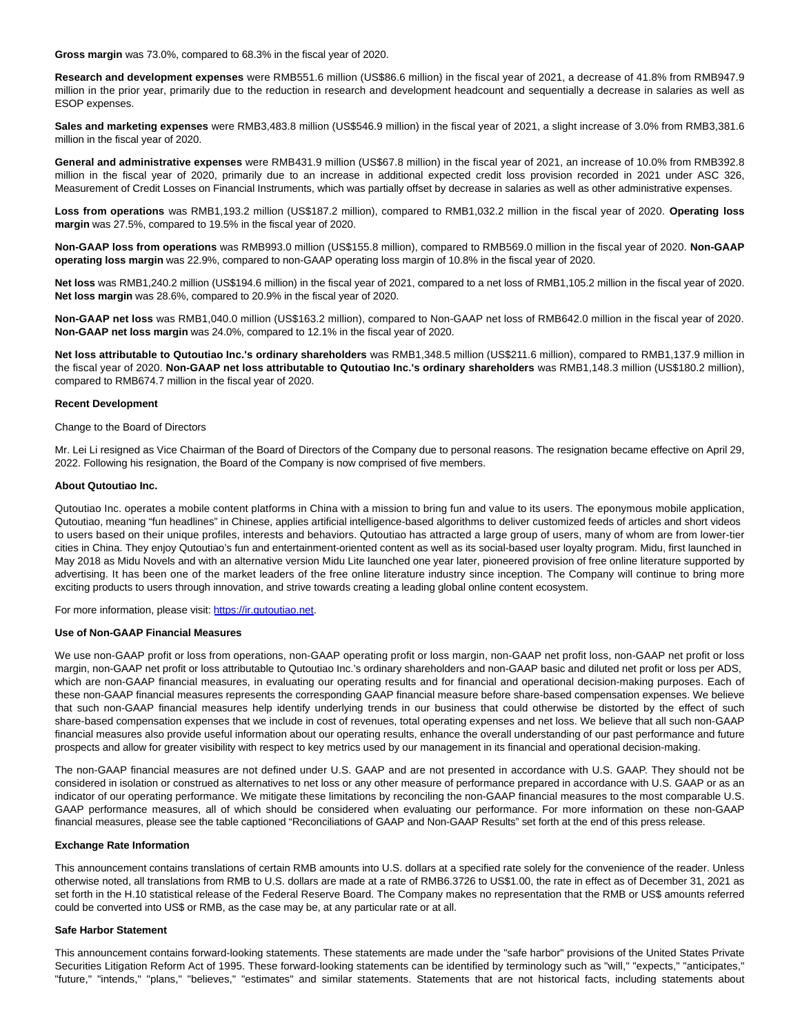**Gross margin** was 73.0%, compared to 68.3% in the fiscal year of 2020.

**Research and development expenses** were RMB551.6 million (US$86.6 million) in the fiscal year of 2021, a decrease of 41.8% from RMB947.9 million in the prior year, primarily due to the reduction in research and development headcount and sequentially a decrease in salaries as well as ESOP expenses.

**Sales and marketing expenses** were RMB3,483.8 million (US$546.9 million) in the fiscal year of 2021, a slight increase of 3.0% from RMB3,381.6 million in the fiscal year of 2020.

**General and administrative expenses** were RMB431.9 million (US$67.8 million) in the fiscal year of 2021, an increase of 10.0% from RMB392.8 million in the fiscal year of 2020, primarily due to an increase in additional expected credit loss provision recorded in 2021 under ASC 326, Measurement of Credit Losses on Financial Instruments, which was partially offset by decrease in salaries as well as other administrative expenses.

**Loss from operations** was RMB1,193.2 million (US$187.2 million), compared to RMB1,032.2 million in the fiscal year of 2020. **Operating loss margin** was 27.5%, compared to 19.5% in the fiscal year of 2020.

**Non-GAAP loss from operations** was RMB993.0 million (US$155.8 million), compared to RMB569.0 million in the fiscal year of 2020. **Non-GAAP operating loss margin** was 22.9%, compared to non-GAAP operating loss margin of 10.8% in the fiscal year of 2020.

**Net loss** was RMB1,240.2 million (US$194.6 million) in the fiscal year of 2021, compared to a net loss of RMB1,105.2 million in the fiscal year of 2020. **Net loss margin** was 28.6%, compared to 20.9% in the fiscal year of 2020.

**Non-GAAP net loss** was RMB1,040.0 million (US$163.2 million), compared to Non-GAAP net loss of RMB642.0 million in the fiscal year of 2020. **Non-GAAP net loss margin** was 24.0%, compared to 12.1% in the fiscal year of 2020.

**Net loss attributable to Qutoutiao Inc.'s ordinary shareholders** was RMB1,348.5 million (US$211.6 million), compared to RMB1,137.9 million in the fiscal year of 2020. **Non-GAAP net loss attributable to Qutoutiao Inc.'s ordinary shareholders** was RMB1,148.3 million (US$180.2 million), compared to RMB674.7 million in the fiscal year of 2020.

**Recent Development**

Change to the Board of Directors

Mr. Lei Li resigned as Vice Chairman of the Board of Directors of the Company due to personal reasons. The resignation became effective on April 29, 2022. Following his resignation, the Board of the Company is now comprised of five members.

**About Qutoutiao Inc.**

Qutoutiao Inc. operates a mobile content platforms in China with a mission to bring fun and value to its users. The eponymous mobile application, Qutoutiao, meaning "fun headlines" in Chinese, applies artificial intelligence-based algorithms to deliver customized feeds of articles and short videos to users based on their unique profiles, interests and behaviors. Qutoutiao has attracted a large group of users, many of whom are from lower-tier cities in China. They enjoy Qutoutiao's fun and entertainment-oriented content as well as its social-based user loyalty program. Midu, first launched in May 2018 as Midu Novels and with an alternative version Midu Lite launched one year later, pioneered provision of free online literature supported by advertising. It has been one of the market leaders of the free online literature industry since inception. The Company will continue to bring more exciting products to users through innovation, and strive towards creating a leading global online content ecosystem.

For more information, please visit: https://ir.qutoutiao.net.

**Use of Non-GAAP Financial Measures**

We use non-GAAP profit or loss from operations, non-GAAP operating profit or loss margin, non-GAAP net profit loss, non-GAAP net profit or loss margin, non-GAAP net profit or loss attributable to Qutoutiao Inc.'s ordinary shareholders and non-GAAP basic and diluted net profit or loss per ADS, which are non-GAAP financial measures, in evaluating our operating results and for financial and operational decision-making purposes. Each of these non-GAAP financial measures represents the corresponding GAAP financial measure before share-based compensation expenses. We believe that such non-GAAP financial measures help identify underlying trends in our business that could otherwise be distorted by the effect of such share-based compensation expenses that we include in cost of revenues, total operating expenses and net loss. We believe that all such non-GAAP financial measures also provide useful information about our operating results, enhance the overall understanding of our past performance and future prospects and allow for greater visibility with respect to key metrics used by our management in its financial and operational decision-making.

The non-GAAP financial measures are not defined under U.S. GAAP and are not presented in accordance with U.S. GAAP. They should not be considered in isolation or construed as alternatives to net loss or any other measure of performance prepared in accordance with U.S. GAAP or as an indicator of our operating performance. We mitigate these limitations by reconciling the non-GAAP financial measures to the most comparable U.S. GAAP performance measures, all of which should be considered when evaluating our performance. For more information on these non-GAAP financial measures, please see the table captioned "Reconciliations of GAAP and Non-GAAP Results" set forth at the end of this press release.

**Exchange Rate Information**

This announcement contains translations of certain RMB amounts into U.S. dollars at a specified rate solely for the convenience of the reader. Unless otherwise noted, all translations from RMB to U.S. dollars are made at a rate of RMB6.3726 to US$1.00, the rate in effect as of December 31, 2021 as set forth in the H.10 statistical release of the Federal Reserve Board. The Company makes no representation that the RMB or US$ amounts referred could be converted into US$ or RMB, as the case may be, at any particular rate or at all.

**Safe Harbor Statement**

This announcement contains forward-looking statements. These statements are made under the "safe harbor" provisions of the United States Private Securities Litigation Reform Act of 1995. These forward-looking statements can be identified by terminology such as "will," "expects," "anticipates," "future," "intends," "plans," "believes," "estimates" and similar statements. Statements that are not historical facts, including statements about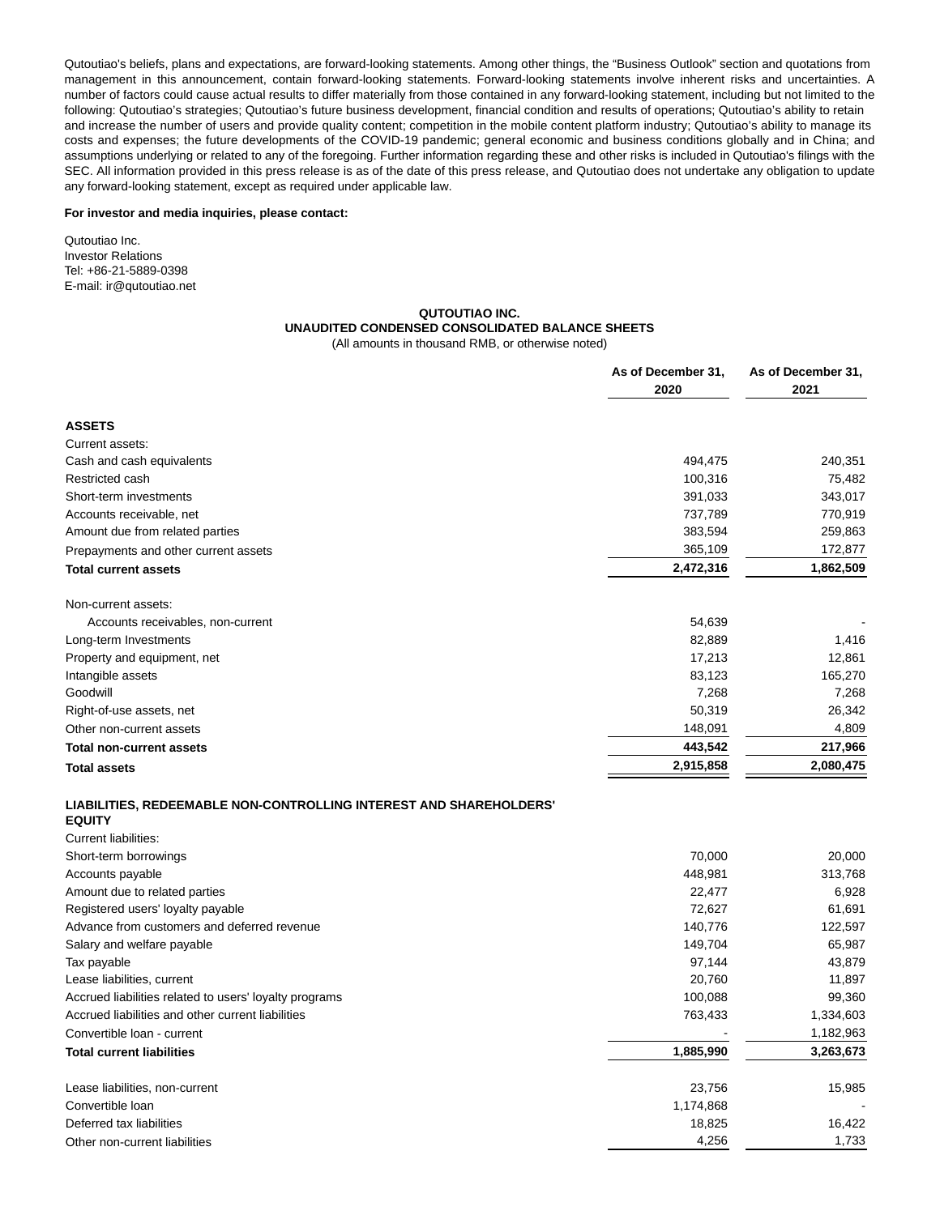Qutoutiao's beliefs, plans and expectations, are forward-looking statements. Among other things, the "Business Outlook" section and quotations from management in this announcement, contain forward-looking statements. Forward-looking statements involve inherent risks and uncertainties. A number of factors could cause actual results to differ materially from those contained in any forward-looking statement, including but not limited to the following: Qutoutiao's strategies; Qutoutiao's future business development, financial condition and results of operations; Qutoutiao's ability to retain and increase the number of users and provide quality content; competition in the mobile content platform industry; Qutoutiao's ability to manage its costs and expenses; the future developments of the COVID-19 pandemic; general economic and business conditions globally and in China; and assumptions underlying or related to any of the foregoing. Further information regarding these and other risks is included in Qutoutiao's filings with the SEC. All information provided in this press release is as of the date of this press release, and Qutoutiao does not undertake any obligation to update any forward-looking statement, except as required under applicable law.

**For investor and media inquiries, please contact:**

Qutoutiao Inc.
Investor Relations
Tel: +86-21-5889-0398
E-mail: ir@qutoutiao.net

**QUTOUTIAO INC.**
**UNAUDITED CONDENSED CONSOLIDATED BALANCE SHEETS**
(All amounts in thousand RMB, or otherwise noted)

| | As of December 31, 2020 | As of December 31, 2021 |
|---|---|---|
| **ASSETS** | | |
| Current assets: | | |
| Cash and cash equivalents | 494,475 | 240,351 |
| Restricted cash | 100,316 | 75,482 |
| Short-term investments | 391,033 | 343,017 |
| Accounts receivable, net | 737,789 | 770,919 |
| Amount due from related parties | 383,594 | 259,863 |
| Prepayments and other current assets | 365,109 | 172,877 |
| **Total current assets** | **2,472,316** | **1,862,509** |
| Non-current assets: | | |
| Accounts receivables, non-current | 54,639 | - |
| Long-term Investments | 82,889 | 1,416 |
| Property and equipment, net | 17,213 | 12,861 |
| Intangible assets | 83,123 | 165,270 |
| Goodwill | 7,268 | 7,268 |
| Right-of-use assets, net | 50,319 | 26,342 |
| Other non-current assets | 148,091 | 4,809 |
| **Total non-current assets** | **443,542** | **217,966** |
| **Total assets** | **2,915,858** | **2,080,475** |
| **LIABILITIES, REDEEMABLE NON-CONTROLLING INTEREST AND SHAREHOLDERS' EQUITY** | | |
| Current liabilities: | | |
| Short-term borrowings | 70,000 | 20,000 |
| Accounts payable | 448,981 | 313,768 |
| Amount due to related parties | 22,477 | 6,928 |
| Registered users' loyalty payable | 72,627 | 61,691 |
| Advance from customers and deferred revenue | 140,776 | 122,597 |
| Salary and welfare payable | 149,704 | 65,987 |
| Tax payable | 97,144 | 43,879 |
| Lease liabilities, current | 20,760 | 11,897 |
| Accrued liabilities related to users' loyalty programs | 100,088 | 99,360 |
| Accrued liabilities and other current liabilities | 763,433 | 1,334,603 |
| Convertible loan - current | - | 1,182,963 |
| **Total current liabilities** | **1,885,990** | **3,263,673** |
| Lease liabilities, non-current | 23,756 | 15,985 |
| Convertible loan | 1,174,868 | - |
| Deferred tax liabilities | 18,825 | 16,422 |
| Other non-current liabilities | 4,256 | 1,733 |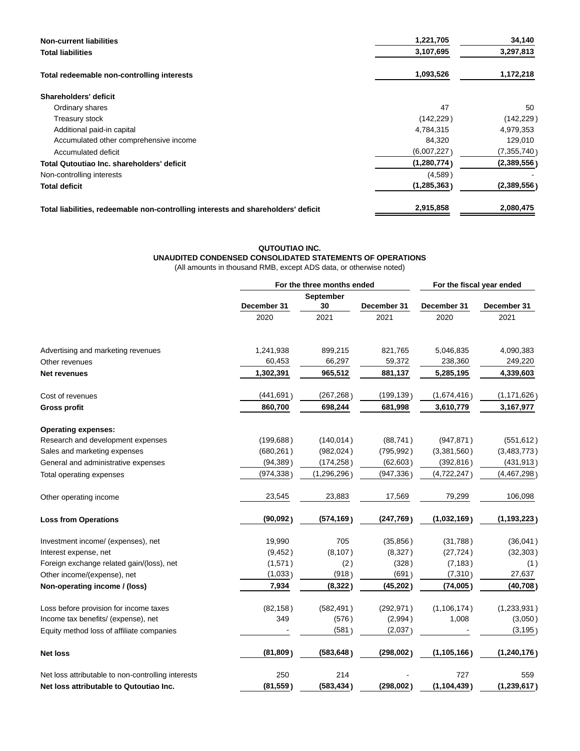| | | |
|---|---|---|
| **Non-current liabilities** | **1,221,705** | **34,140** |
| **Total liabilities** | **3,107,695** | **3,297,813** |
| **Total redeemable non-controlling interests** | **1,093,526** | **1,172,218** |
| **Shareholders' deficit** | | |
| Ordinary shares | 47 | 50 |
| Treasury stock | (142,229) | (142,229) |
| Additional paid-in capital | 4,784,315 | 4,979,353 |
| Accumulated other comprehensive income | 84,320 | 129,010 |
| Accumulated deficit | (6,007,227) | (7,355,740) |
| **Total Qutoutiao Inc. shareholders' deficit** | **(1,280,774)** | **(2,389,556)** |
| Non-controlling interests | (4,589) | - |
| **Total deficit** | **(1,285,363)** | **(2,389,556)** |
| **Total liabilities, redeemable non-controlling interests and shareholders' deficit** | **2,915,858** | **2,080,475** |

**QUTOUTIAO INC.**
**UNAUDITED CONDENSED CONSOLIDATED STATEMENTS OF OPERATIONS**
(All amounts in thousand RMB, except ADS data, or otherwise noted)

| | For the three months ended | | | For the fiscal year ended | |
|---|---|---|---|---|---|
| | December 31 | September 30 | December 31 | December 31 | December 31 |
| | 2020 | 2021 | 2021 | 2020 | 2021 |
| Advertising and marketing revenues | 1,241,938 | 899,215 | 821,765 | 5,046,835 | 4,090,383 |
| Other revenues | 60,453 | 66,297 | 59,372 | 238,360 | 249,220 |
| **Net revenues** | **1,302,391** | **965,512** | **881,137** | **5,285,195** | **4,339,603** |
| Cost of revenues | (441,691) | (267,268) | (199,139) | (1,674,416) | (1,171,626) |
| **Gross profit** | **860,700** | **698,244** | **681,998** | **3,610,779** | **3,167,977** |
| **Operating expenses:** | | | | | |
| Research and development expenses | (199,688) | (140,014) | (88,741) | (947,871) | (551,612) |
| Sales and marketing expenses | (680,261) | (982,024) | (795,992) | (3,381,560) | (3,483,773) |
| General and administrative expenses | (94,389) | (174,258) | (62,603) | (392,816) | (431,913) |
| Total operating expenses | (974,338) | (1,296,296) | (947,336) | (4,722,247) | (4,467,298) |
| Other operating income | 23,545 | 23,883 | 17,569 | 79,299 | 106,098 |
| **Loss from Operations** | **(90,092)** | **(574,169)** | **(247,769)** | **(1,032,169)** | **(1,193,223)** |
| Investment income/ (expenses), net | 19,990 | 705 | (35,856) | (31,788) | (36,041) |
| Interest expense, net | (9,452) | (8,107) | (8,327) | (27,724) | (32,303) |
| Foreign exchange related gain/(loss), net | (1,571) | (2) | (328) | (7,183) | (1) |
| Other income/(expense), net | (1,033) | (918) | (691) | (7,310) | 27,637 |
| **Non-operating income / (loss)** | **7,934** | **(8,322)** | **(45,202)** | **(74,005)** | **(40,708)** |
| Loss before provision for income taxes | (82,158) | (582,491) | (292,971) | (1,106,174) | (1,233,931) |
| Income tax benefits/ (expense), net | 349 | (576) | (2,994) | 1,008 | (3,050) |
| Equity method loss of affiliate companies | - | (581) | (2,037) | - | (3,195) |
| **Net loss** | **(81,809)** | **(583,648)** | **(298,002)** | **(1,105,166)** | **(1,240,176)** |
| Net loss attributable to non-controlling interests | 250 | 214 | - | 727 | 559 |
| **Net loss attributable to Qutoutiao Inc.** | **(81,559)** | **(583,434)** | **(298,002)** | **(1,104,439)** | **(1,239,617)** |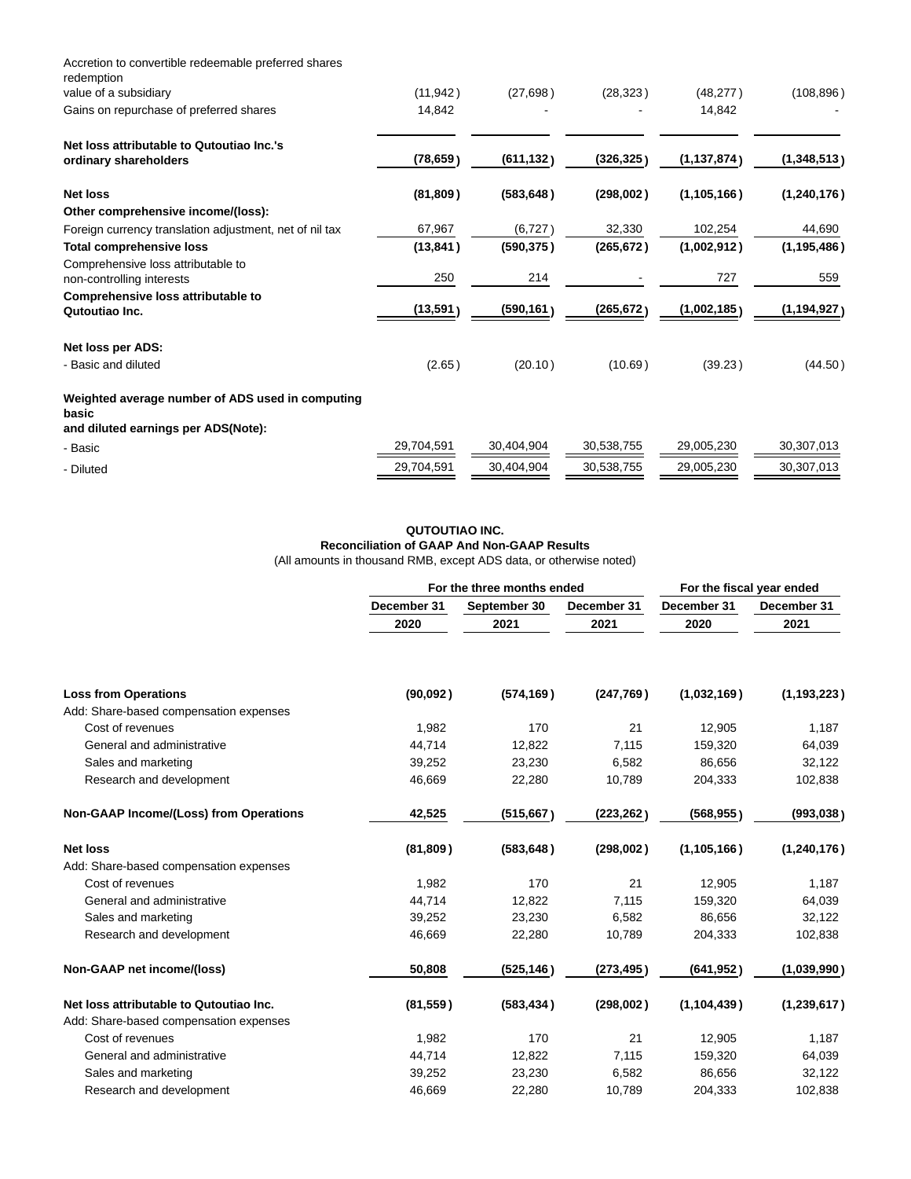| | | | | | |
|---|---|---|---|---|---|
| Accretion to convertible redeemable preferred shares redemption value of a subsidiary | (11,942) | (27,698) | (28,323) | (48,277) | (108,896) |
| Gains on repurchase of preferred shares | 14,842 | - | - | 14,842 | - |
| **Net loss attributable to Qutoutiao Inc.'s ordinary shareholders** | **(78,659)** | **(611,132)** | **(326,325)** | **(1,137,874)** | **(1,348,513)** |
| **Net loss** | **(81,809)** | **(583,648)** | **(298,002)** | **(1,105,166)** | **(1,240,176)** |
| **Other comprehensive income/(loss):** | | | | | |
| Foreign currency translation adjustment, net of nil tax | 67,967 | (6,727) | 32,330 | 102,254 | 44,690 |
| **Total comprehensive loss** | **(13,841)** | **(590,375)** | **(265,672)** | **(1,002,912)** | **(1,195,486)** |
| Comprehensive loss attributable to non-controlling interests | 250 | 214 | - | 727 | 559 |
| **Comprehensive loss attributable to Qutoutiao Inc.** | **(13,591)** | **(590,161)** | **(265,672)** | **(1,002,185)** | **(1,194,927)** |
| **Net loss per ADS:** | | | | | |
| - Basic and diluted | (2.65) | (20.10) | (10.69) | (39.23) | (44.50) |
| **Weighted average number of ADS used in computing basic and diluted earnings per ADS(Note):** | | | | | |
| - Basic | 29,704,591 | 30,404,904 | 30,538,755 | 29,005,230 | 30,307,013 |
| - Diluted | 29,704,591 | 30,404,904 | 30,538,755 | 29,005,230 | 30,307,013 |

**QUTOUTIAO INC.**
**Reconciliation of GAAP And Non-GAAP Results**
(All amounts in thousand RMB, except ADS data, or otherwise noted)

| | For the three months ended | | | For the fiscal year ended | |
|---|---|---|---|---|---|
| | December 31 2020 | September 30 2021 | December 31 2021 | December 31 2020 | December 31 2021 |
| **Loss from Operations** | **(90,092)** | **(574,169)** | **(247,769)** | **(1,032,169)** | **(1,193,223)** |
| Add: Share-based compensation expenses | | | | | |
| Cost of revenues | 1,982 | 170 | 21 | 12,905 | 1,187 |
| General and administrative | 44,714 | 12,822 | 7,115 | 159,320 | 64,039 |
| Sales and marketing | 39,252 | 23,230 | 6,582 | 86,656 | 32,122 |
| Research and development | 46,669 | 22,280 | 10,789 | 204,333 | 102,838 |
| **Non-GAAP Income/(Loss) from Operations** | **42,525** | **(515,667)** | **(223,262)** | **(568,955)** | **(993,038)** |
| **Net loss** | **(81,809)** | **(583,648)** | **(298,002)** | **(1,105,166)** | **(1,240,176)** |
| Add: Share-based compensation expenses | | | | | |
| Cost of revenues | 1,982 | 170 | 21 | 12,905 | 1,187 |
| General and administrative | 44,714 | 12,822 | 7,115 | 159,320 | 64,039 |
| Sales and marketing | 39,252 | 23,230 | 6,582 | 86,656 | 32,122 |
| Research and development | 46,669 | 22,280 | 10,789 | 204,333 | 102,838 |
| **Non-GAAP net income/(loss)** | **50,808** | **(525,146)** | **(273,495)** | **(641,952)** | **(1,039,990)** |
| **Net loss attributable to Qutoutiao Inc.** | **(81,559)** | **(583,434)** | **(298,002)** | **(1,104,439)** | **(1,239,617)** |
| Add: Share-based compensation expenses | | | | | |
| Cost of revenues | 1,982 | 170 | 21 | 12,905 | 1,187 |
| General and administrative | 44,714 | 12,822 | 7,115 | 159,320 | 64,039 |
| Sales and marketing | 39,252 | 23,230 | 6,582 | 86,656 | 32,122 |
| Research and development | 46,669 | 22,280 | 10,789 | 204,333 | 102,838 |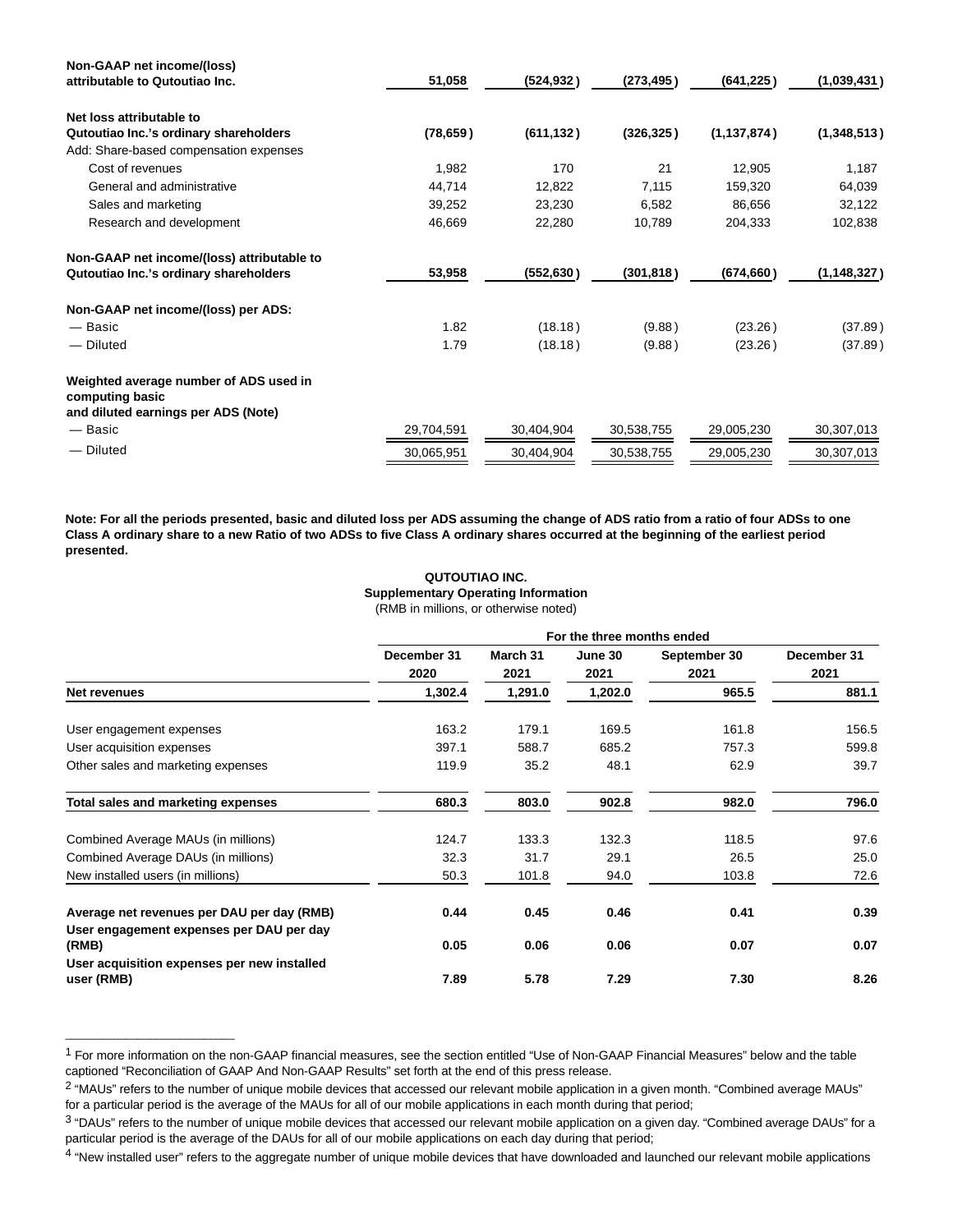| | | | | | |
|---|---|---|---|---|---|
| **Non-GAAP net income/(loss) attributable to Qutoutiao Inc.** | **51,058** | **(524,932)** | **(273,495)** | **(641,225)** | **(1,039,431)** |
| **Net loss attributable to Qutoutiao Inc.'s ordinary shareholders** | **(78,659)** | **(611,132)** | **(326,325)** | **(1,137,874)** | **(1,348,513)** |
| Add: Share-based compensation expenses | | | | | |
| Cost of revenues | 1,982 | 170 | 21 | 12,905 | 1,187 |
| General and administrative | 44,714 | 12,822 | 7,115 | 159,320 | 64,039 |
| Sales and marketing | 39,252 | 23,230 | 6,582 | 86,656 | 32,122 |
| Research and development | 46,669 | 22,280 | 10,789 | 204,333 | 102,838 |
| **Non-GAAP net income/(loss) attributable to Qutoutiao Inc.'s ordinary shareholders** | **53,958** | **(552,630)** | **(301,818)** | **(674,660)** | **(1,148,327)** |
| **Non-GAAP net income/(loss) per ADS:** | | | | | |
| — Basic | 1.82 | (18.18) | (9.88) | (23.26) | (37.89) |
| — Diluted | 1.79 | (18.18) | (9.88) | (23.26) | (37.89) |
| **Weighted average number of ADS used in computing basic and diluted earnings per ADS (Note)** | | | | | |
| — Basic | 29,704,591 | 30,404,904 | 30,538,755 | 29,005,230 | 30,307,013 |
| — Diluted | 30,065,951 | 30,404,904 | 30,538,755 | 29,005,230 | 30,307,013 |

**Note: For all the periods presented, basic and diluted loss per ADS assuming the change of ADS ratio from a ratio of four ADSs to one Class A ordinary share to a new Ratio of two ADSs to five Class A ordinary shares occurred at the beginning of the earliest period presented.**

**QUTOUTIAO INC.**
**Supplementary Operating Information**
(RMB in millions, or otherwise noted)

| | For the three months ended | | | | |
|---|---|---|---|---|---|
| | **December 31 2020** | **March 31 2021** | **June 30 2021** | **September 30 2021** | **December 31 2021** |
| **Net revenues** | **1,302.4** | **1,291.0** | **1,202.0** | **965.5** | **881.1** |
| User engagement expenses | 163.2 | 179.1 | 169.5 | 161.8 | 156.5 |
| User acquisition expenses | 397.1 | 588.7 | 685.2 | 757.3 | 599.8 |
| Other sales and marketing expenses | 119.9 | 35.2 | 48.1 | 62.9 | 39.7 |
| **Total sales and marketing expenses** | **680.3** | **803.0** | **902.8** | **982.0** | **796.0** |
| Combined Average MAUs (in millions) | 124.7 | 133.3 | 132.3 | 118.5 | 97.6 |
| Combined Average DAUs (in millions) | 32.3 | 31.7 | 29.1 | 26.5 | 25.0 |
| New installed users (in millions) | 50.3 | 101.8 | 94.0 | 103.8 | 72.6 |
| **Average net revenues per DAU per day (RMB)** | **0.44** | **0.45** | **0.46** | **0.41** | **0.39** |
| **User engagement expenses per DAU per day (RMB)** | **0.05** | **0.06** | **0.06** | **0.07** | **0.07** |
| **User acquisition expenses per new installed user (RMB)** | **7.89** | **5.78** | **7.29** | **7.30** | **8.26** |

---

[1] For more information on the non-GAAP financial measures, see the section entitled "Use of Non-GAAP Financial Measures" below and the table captioned "Reconciliation of GAAP And Non-GAAP Results" set forth at the end of this press release.

[2] "MAUs" refers to the number of unique mobile devices that accessed our relevant mobile application in a given month. "Combined average MAUs" for a particular period is the average of the MAUs for all of our mobile applications in each month during that period;

[3] "DAUs" refers to the number of unique mobile devices that accessed our relevant mobile application on a given day. "Combined average DAUs" for a particular period is the average of the DAUs for all of our mobile applications on each day during that period;

[4] "New installed user" refers to the aggregate number of unique mobile devices that have downloaded and launched our relevant mobile applications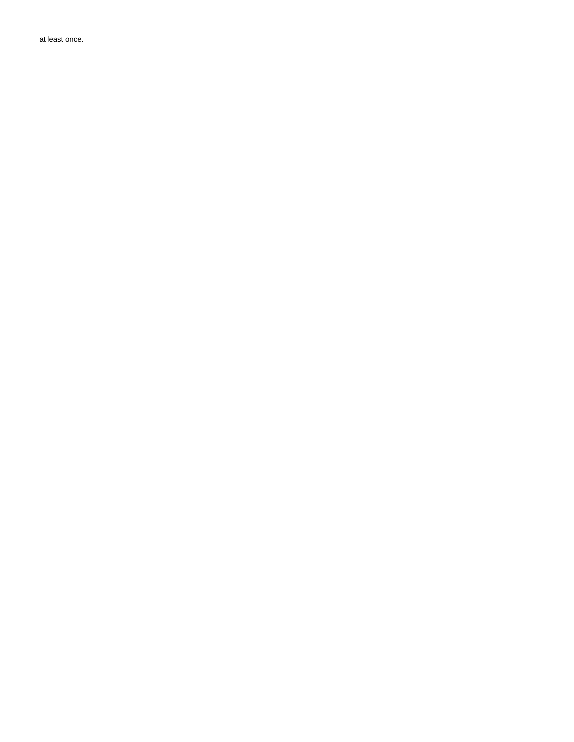at least once.